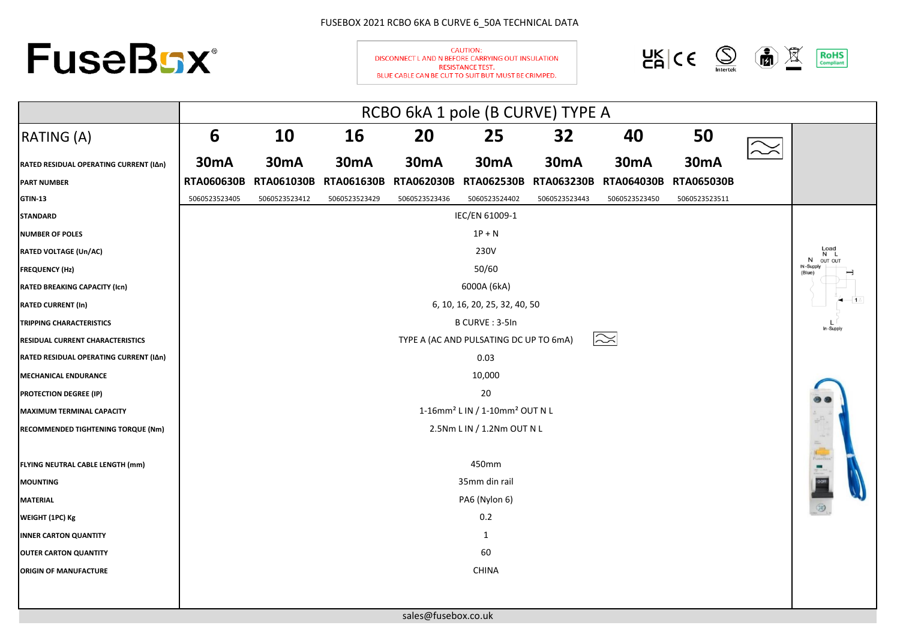FUSEBOX 2021 RCBO 6KA B CURVE 6_50A TECHNICAL DATA

# FuseBox®

CAUTION:
DISCONNECT L AND N BEFORE CARRYING OUT INSULATION RESISTANCE TEST.
BLUE CABLE CAN BE CUT TO SUIT BUT MUST BE CRIMPED.

UK CA | CE | Intertek | RoHS Compliant

| | RCBO 6kA 1 pole (B CURVE) TYPE A | | | | | | | |
|---|---|---|---|---|---|---|---|---|
| RATING (A) | 6 | 10 | 16 | 20 | 25 | 32 | 40 | 50 |
| RATED RESIDUAL OPERATING CURRENT (IΔn) | 30mA | 30mA | 30mA | 30mA | 30mA | 30mA | 30mA | 30mA |
| PART NUMBER | RTA060630B | RTA061030B | RTA061630B | RTA062030B | RTA062530B | RTA063230B | RTA064030B | RTA065030B |
| GTIN-13 | 5060523523405 | 5060523523412 | 5060523523429 | 5060523523436 | 5060523524402 | 5060523523443 | 5060523523450 | 5060523523511 |
| STANDARD | IEC/EN 61009-1 | | | | | | | |
| NUMBER OF POLES | 1P + N | | | | | | | |
| RATED VOLTAGE (Un/AC) | 230V | | | | | | | |
| FREQUENCY (Hz) | 50/60 | | | | | | | |
| RATED BREAKING CAPACITY (Icn) | 6000A (6kA) | | | | | | | |
| RATED CURRENT (In) | 6, 10, 16, 20, 25, 32, 40, 50 | | | | | | | |
| TRIPPING CHARACTERISTICS | B CURVE : 3-5In | | | | | | | |
| RESIDUAL CURRENT CHARACTERISTICS | TYPE A (AC AND PULSATING DC UP TO 6mA) | | | | | | | |
| RATED RESIDUAL OPERATING CURRENT (IΔn) | 0.03 | | | | | | | |
| MECHANICAL ENDURANCE | 10,000 | | | | | | | |
| PROTECTION DEGREE (IP) | 20 | | | | | | | |
| MAXIMUM TERMINAL CAPACITY | 1-16mm² L IN / 1-10mm² OUT N L | | | | | | | |
| RECOMMENDED TIGHTENING TORQUE (Nm) | 2.5Nm L IN / 1.2Nm OUT N L | | | | | | | |
| FLYING NEUTRAL CABLE LENGTH (mm) | 450mm | | | | | | | |
| MOUNTING | 35mm din rail | | | | | | | |
| MATERIAL | PA6 (Nylon 6) | | | | | | | |
| WEIGHT (1PC) Kg | 0.2 | | | | | | | |
| INNER CARTON QUANTITY | 1 | | | | | | | |
| OUTER CARTON QUANTITY | 60 | | | | | | | |
| ORIGIN OF MANUFACTURE | CHINA | | | | | | | |

Load N L, N OUT OUT, IN-Supply (Blue), L In-Supply

sales@fusebox.co.uk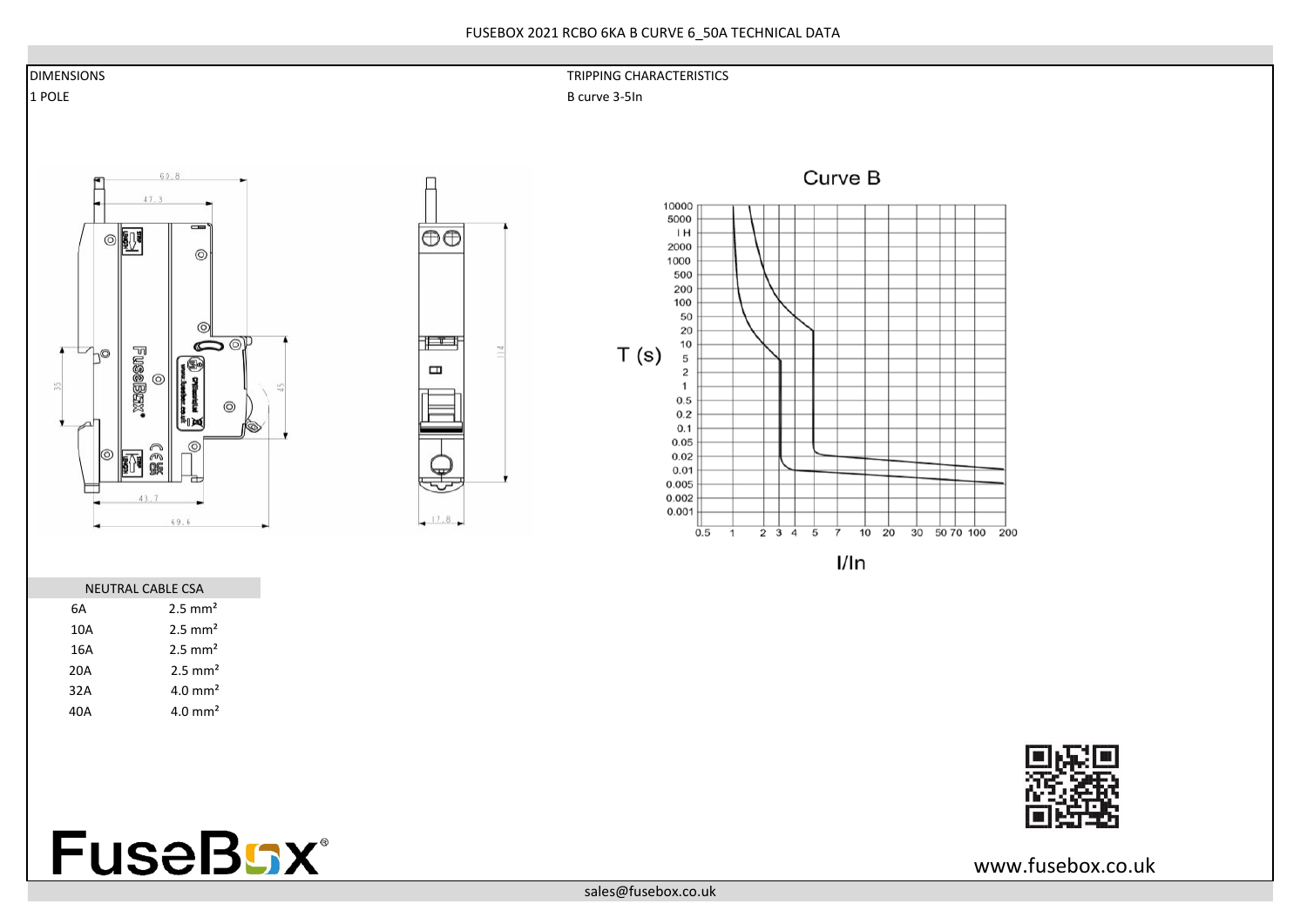FUSEBOX 2021 RCBO 6KA B CURVE 6_50A TECHNICAL DATA

## DIMENSIONS

1 POLE

60.8
47.3
35
45
43.7
69.6
114
17.8

## TRIPPING CHARACTERISTICS

B curve 3-5In

Curve B

T (s)

10000
5000
I H
2000
1000
500
200
100
50
20
10
5
2
1
0.5
0.2
0.1
0.05
0.02
0.01
0.005
0.002
0.001

0.5 1 2 3 4 5 7 10 20 30 50 70 100 200

I/In

| NEUTRAL CABLE CSA | |
|---|---|
| 6A | 2.5 mm² |
| 10A | 2.5 mm² |
| 16A | 2.5 mm² |
| 20A | 2.5 mm² |
| 32A | 4.0 mm² |
| 40A | 4.0 mm² |

FuseBox®

www.fusebox.co.uk

sales@fusebox.co.uk